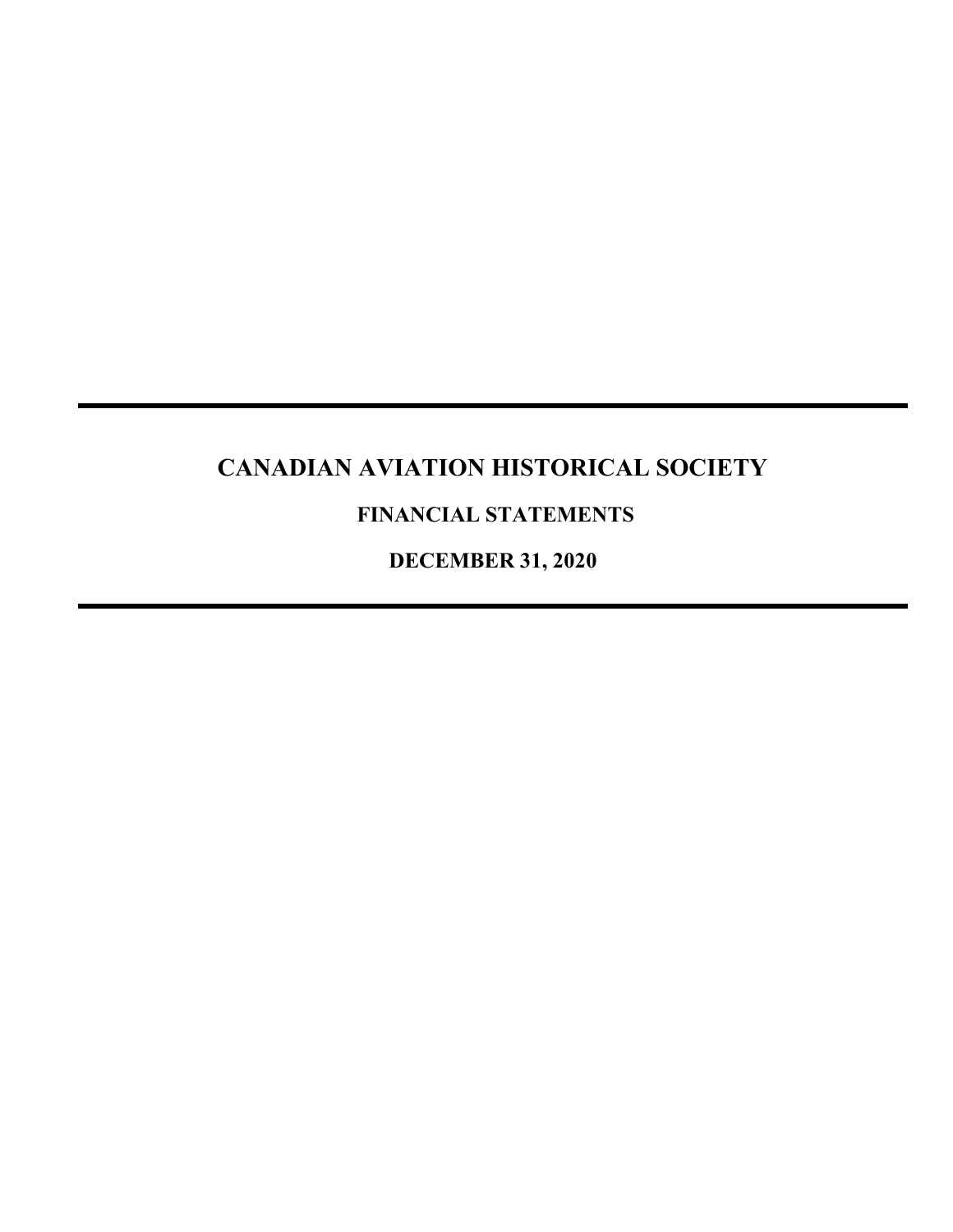# CANADIAN AVIATION HISTORICAL SOCIETY

## FINANCIAL STATEMENTS

## DECEMBER 31, 2020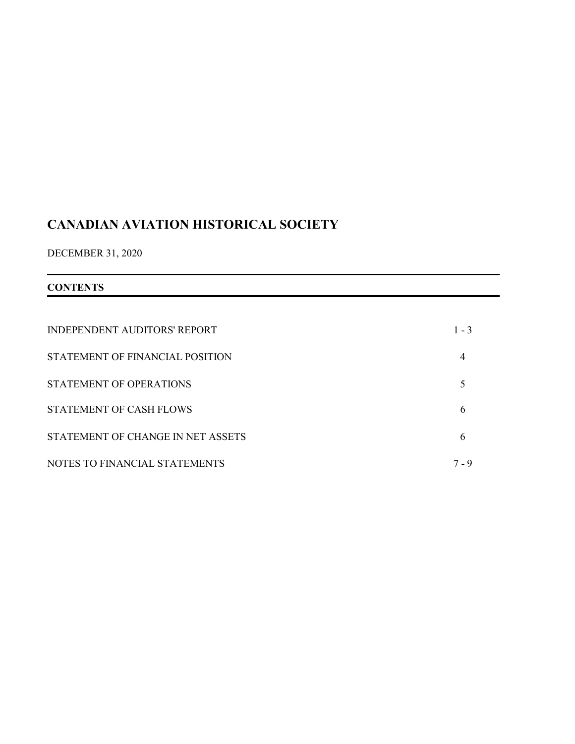# CANADIAN AVIATION HISTORICAL SOCIETY

DECEMBER 31, 2020

## CONTENTS

| | |
|---|---|
| INDEPENDENT AUDITORS' REPORT | 1 - 3 |
| STATEMENT OF FINANCIAL POSITION | 4 |
| STATEMENT OF OPERATIONS | 5 |
| STATEMENT OF CASH FLOWS | 6 |
| STATEMENT OF CHANGE IN NET ASSETS | 6 |
| NOTES TO FINANCIAL STATEMENTS | 7 - 9 |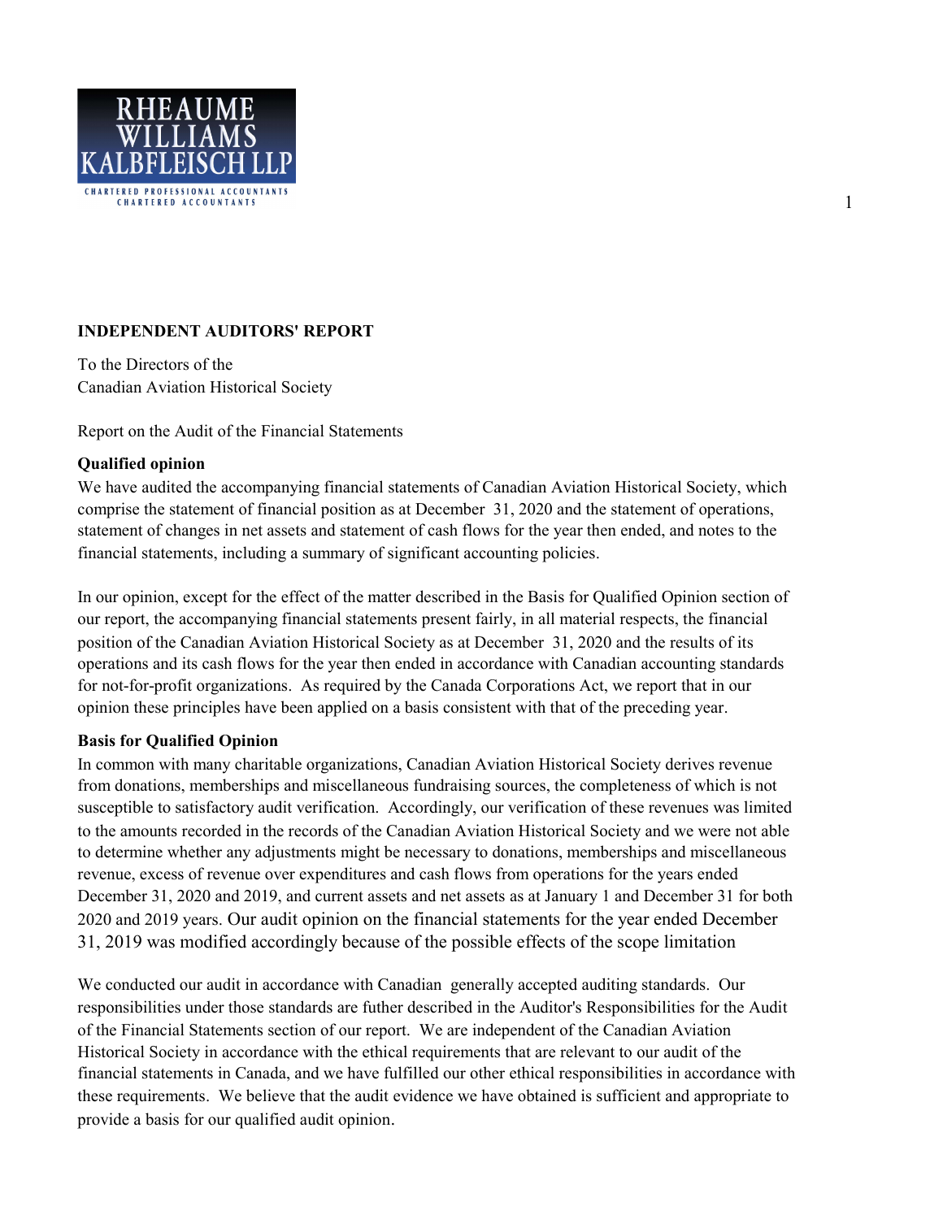RHEAUME
WILLIAMS
KALBFLEISCH LLP

CHARTERED PROFESSIONAL ACCOUNTANTS
CHARTERED ACCOUNTANTS

**INDEPENDENT AUDITORS' REPORT**

To the Directors of the
Canadian Aviation Historical Society

Report on the Audit of the Financial Statements

**Qualified opinion**

We have audited the accompanying financial statements of Canadian Aviation Historical Society, which comprise the statement of financial position as at December 31, 2020 and the statement of operations, statement of changes in net assets and statement of cash flows for the year then ended, and notes to the financial statements, including a summary of significant accounting policies.

In our opinion, except for the effect of the matter described in the Basis for Qualified Opinion section of our report, the accompanying financial statements present fairly, in all material respects, the financial position of the Canadian Aviation Historical Society as at December 31, 2020 and the results of its operations and its cash flows for the year then ended in accordance with Canadian accounting standards for not-for-profit organizations. As required by the Canada Corporations Act, we report that in our opinion these principles have been applied on a basis consistent with that of the preceding year.

**Basis for Qualified Opinion**

In common with many charitable organizations, Canadian Aviation Historical Society derives revenue from donations, memberships and miscellaneous fundraising sources, the completeness of which is not susceptible to satisfactory audit verification. Accordingly, our verification of these revenues was limited to the amounts recorded in the records of the Canadian Aviation Historical Society and we were not able to determine whether any adjustments might be necessary to donations, memberships and miscellaneous revenue, excess of revenue over expenditures and cash flows from operations for the years ended December 31, 2020 and 2019, and current assets and net assets as at January 1 and December 31 for both 2020 and 2019 years. Our audit opinion on the financial statements for the year ended December 31, 2019 was modified accordingly because of the possible effects of the scope limitation

We conducted our audit in accordance with Canadian generally accepted auditing standards. Our responsibilities under those standards are futher described in the Auditor's Responsibilities for the Audit of the Financial Statements section of our report. We are independent of the Canadian Aviation Historical Society in accordance with the ethical requirements that are relevant to our audit of the financial statements in Canada, and we have fulfilled our other ethical responsibilities in accordance with these requirements. We believe that the audit evidence we have obtained is sufficient and appropriate to provide a basis for our qualified audit opinion.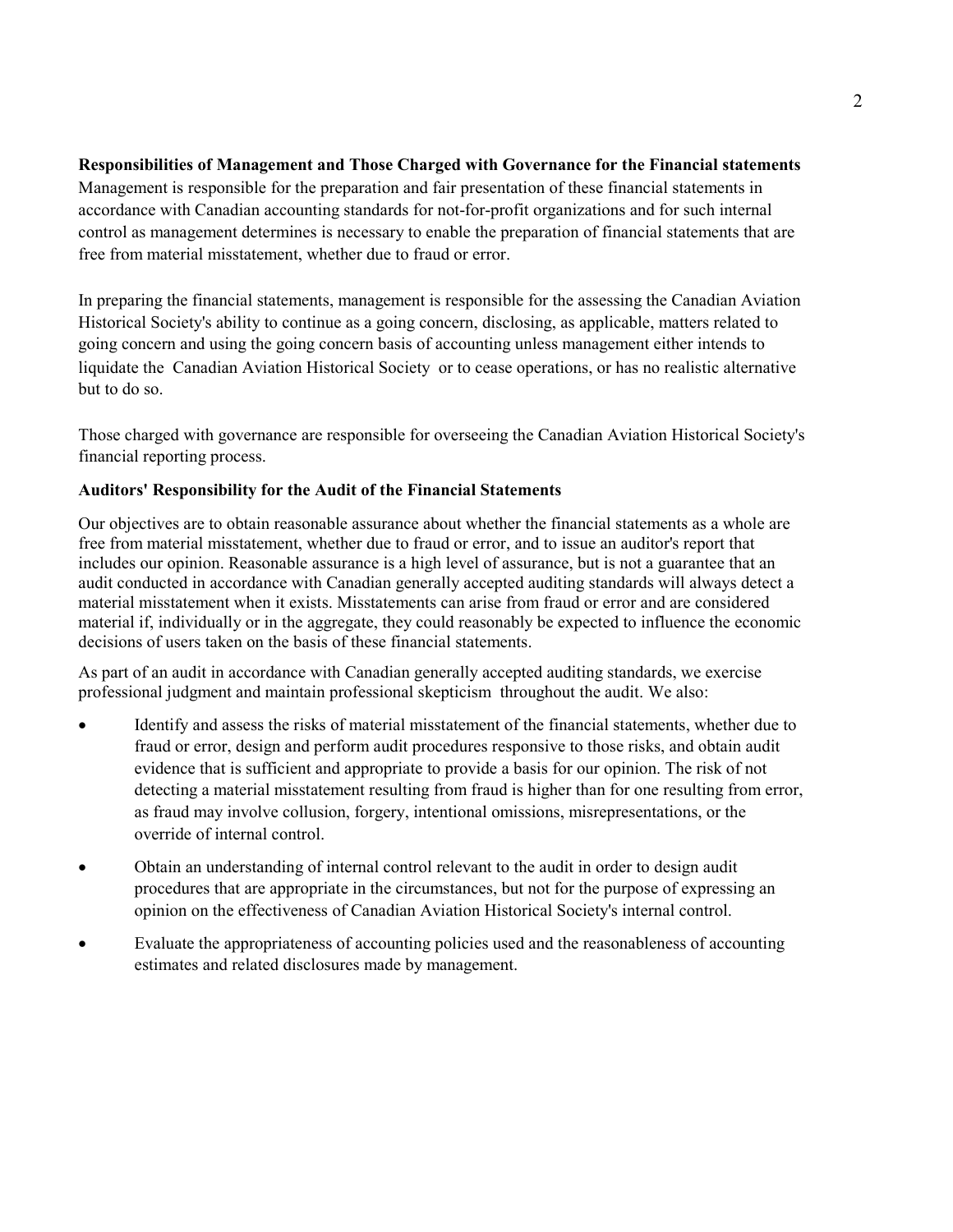**Responsibilities of Management and Those Charged with Governance for the Financial statements**

Management is responsible for the preparation and fair presentation of these financial statements in accordance with Canadian accounting standards for not-for-profit organizations and for such internal control as management determines is necessary to enable the preparation of financial statements that are free from material misstatement, whether due to fraud or error.

In preparing the financial statements, management is responsible for the assessing the Canadian Aviation Historical Society's ability to continue as a going concern, disclosing, as applicable, matters related to going concern and using the going concern basis of accounting unless management either intends to liquidate the Canadian Aviation Historical Society or to cease operations, or has no realistic alternative but to do so.

Those charged with governance are responsible for overseeing the Canadian Aviation Historical Society's financial reporting process.

**Auditors' Responsibility for the Audit of the Financial Statements**

Our objectives are to obtain reasonable assurance about whether the financial statements as a whole are free from material misstatement, whether due to fraud or error, and to issue an auditor's report that includes our opinion. Reasonable assurance is a high level of assurance, but is not a guarantee that an audit conducted in accordance with Canadian generally accepted auditing standards will always detect a material misstatement when it exists. Misstatements can arise from fraud or error and are considered material if, individually or in the aggregate, they could reasonably be expected to influence the economic decisions of users taken on the basis of these financial statements.

As part of an audit in accordance with Canadian generally accepted auditing standards, we exercise professional judgment and maintain professional skepticism throughout the audit. We also:

- Identify and assess the risks of material misstatement of the financial statements, whether due to fraud or error, design and perform audit procedures responsive to those risks, and obtain audit evidence that is sufficient and appropriate to provide a basis for our opinion. The risk of not detecting a material misstatement resulting from fraud is higher than for one resulting from error, as fraud may involve collusion, forgery, intentional omissions, misrepresentations, or the override of internal control.
- Obtain an understanding of internal control relevant to the audit in order to design audit procedures that are appropriate in the circumstances, but not for the purpose of expressing an opinion on the effectiveness of Canadian Aviation Historical Society's internal control.
- Evaluate the appropriateness of accounting policies used and the reasonableness of accounting estimates and related disclosures made by management.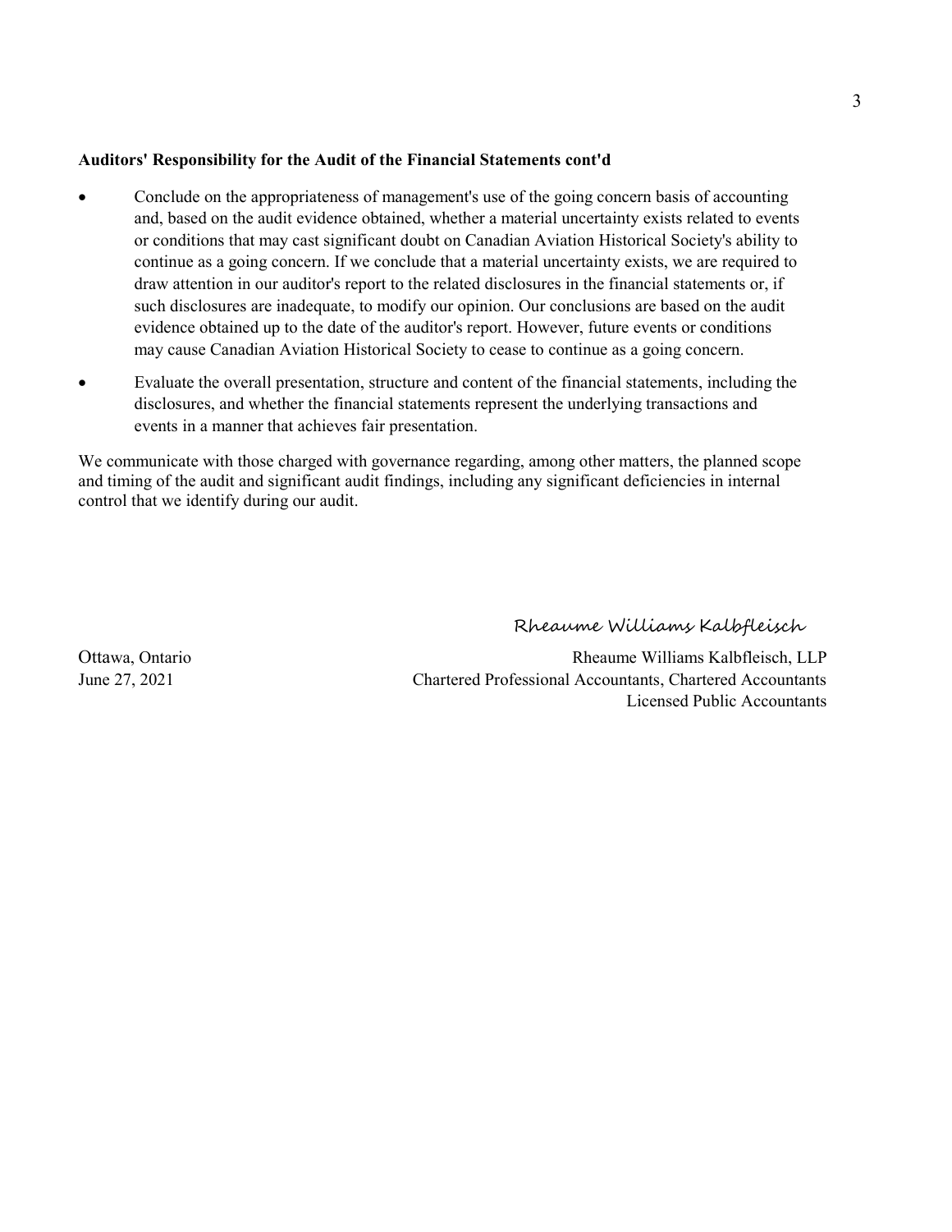**Auditors' Responsibility for the Audit of the Financial Statements cont'd**

- Conclude on the appropriateness of management's use of the going concern basis of accounting and, based on the audit evidence obtained, whether a material uncertainty exists related to events or conditions that may cast significant doubt on Canadian Aviation Historical Society's ability to continue as a going concern. If we conclude that a material uncertainty exists, we are required to draw attention in our auditor's report to the related disclosures in the financial statements or, if such disclosures are inadequate, to modify our opinion. Our conclusions are based on the audit evidence obtained up to the date of the auditor's report. However, future events or conditions may cause Canadian Aviation Historical Society to cease to continue as a going concern.
- Evaluate the overall presentation, structure and content of the financial statements, including the disclosures, and whether the financial statements represent the underlying transactions and events in a manner that achieves fair presentation.

We communicate with those charged with governance regarding, among other matters, the planned scope and timing of the audit and significant audit findings, including any significant deficiencies in internal control that we identify during our audit.

Rheaume Williams Kalbfleisch

Ottawa, Ontario
June 27, 2021

Rheaume Williams Kalbfleisch, LLP
Chartered Professional Accountants, Chartered Accountants
Licensed Public Accountants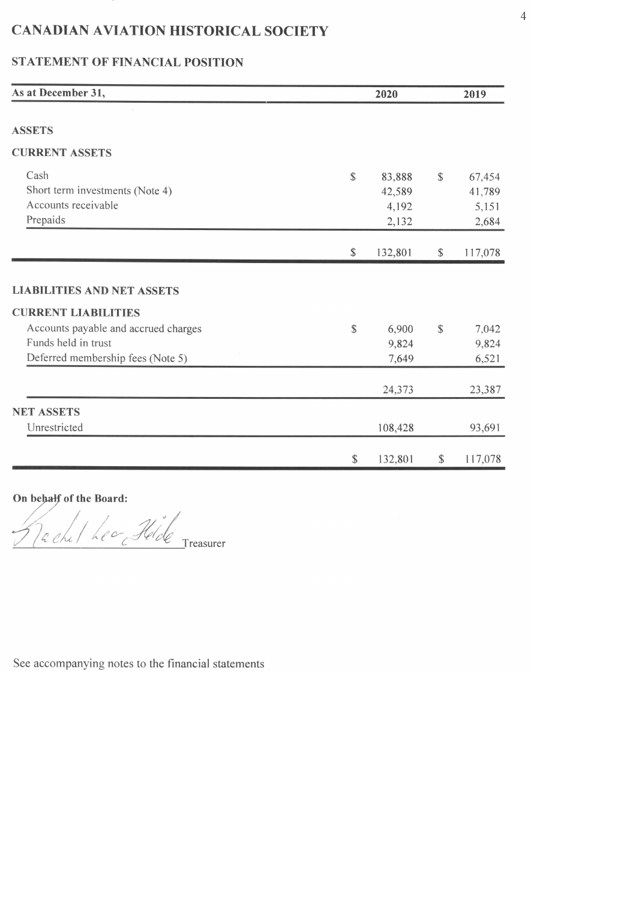# CANADIAN AVIATION HISTORICAL SOCIETY

## STATEMENT OF FINANCIAL POSITION

| As at December 31, | 2020 | 2019 |
|---|---|---|
| **ASSETS** | | |
| **CURRENT ASSETS** | | |
| Cash | $ 83,888 | $ 67,454 |
| Short term investments (Note 4) | 42,589 | 41,789 |
| Accounts receivable | 4,192 | 5,151 |
| Prepaids | 2,132 | 2,684 |
| | $ 132,801 | $ 117,078 |
| **LIABILITIES AND NET ASSETS** | | |
| **CURRENT LIABILITIES** | | |
| Accounts payable and accrued charges | $ 6,900 | $ 7,042 |
| Funds held in trust | 9,824 | 9,824 |
| Deferred membership fees (Note 5) | 7,649 | 6,521 |
| | 24,373 | 23,387 |
| **NET ASSETS** | | |
| Unrestricted | 108,428 | 93,691 |
| | $ 132,801 | $ 117,078 |

**On behalf of the Board:**

Rachel Lea Heide Treasurer

See accompanying notes to the financial statements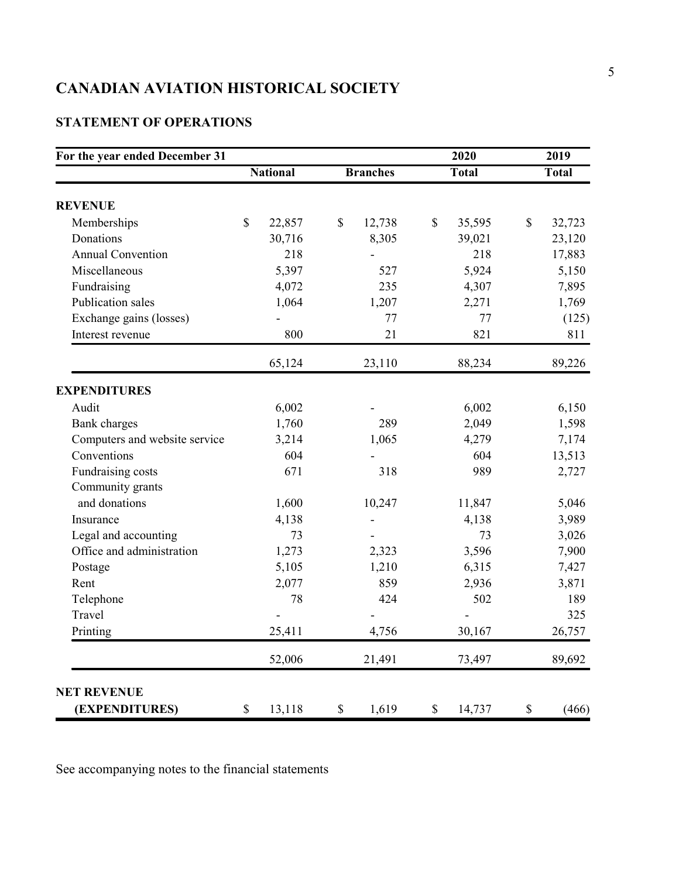# CANADIAN AVIATION HISTORICAL SOCIETY

## STATEMENT OF OPERATIONS

| For the year ended December 31 | | | 2020 | 2019 |
|---|---|---|---|---|
| | National | Branches | Total | Total |
| **REVENUE** | | | | |
| Memberships | $ 22,857 | $ 12,738 | $ 35,595 | $ 32,723 |
| Donations | 30,716 | 8,305 | 39,021 | 23,120 |
| Annual Convention | 218 | - | 218 | 17,883 |
| Miscellaneous | 5,397 | 527 | 5,924 | 5,150 |
| Fundraising | 4,072 | 235 | 4,307 | 7,895 |
| Publication sales | 1,064 | 1,207 | 2,271 | 1,769 |
| Exchange gains (losses) | - | 77 | 77 | (125) |
| Interest revenue | 800 | 21 | 821 | 811 |
| | 65,124 | 23,110 | 88,234 | 89,226 |
| **EXPENDITURES** | | | | |
| Audit | 6,002 | - | 6,002 | 6,150 |
| Bank charges | 1,760 | 289 | 2,049 | 1,598 |
| Computers and website service | 3,214 | 1,065 | 4,279 | 7,174 |
| Conventions | 604 | - | 604 | 13,513 |
| Fundraising costs | 671 | 318 | 989 | 2,727 |
| Community grants and donations | 1,600 | 10,247 | 11,847 | 5,046 |
| Insurance | 4,138 | - | 4,138 | 3,989 |
| Legal and accounting | 73 | - | 73 | 3,026 |
| Office and administration | 1,273 | 2,323 | 3,596 | 7,900 |
| Postage | 5,105 | 1,210 | 6,315 | 7,427 |
| Rent | 2,077 | 859 | 2,936 | 3,871 |
| Telephone | 78 | 424 | 502 | 189 |
| Travel | - | - | - | 325 |
| Printing | 25,411 | 4,756 | 30,167 | 26,757 |
| | 52,006 | 21,491 | 73,497 | 89,692 |
| **NET REVENUE (EXPENDITURES)** | $ 13,118 | $ 1,619 | $ 14,737 | $ (466) |

See accompanying notes to the financial statements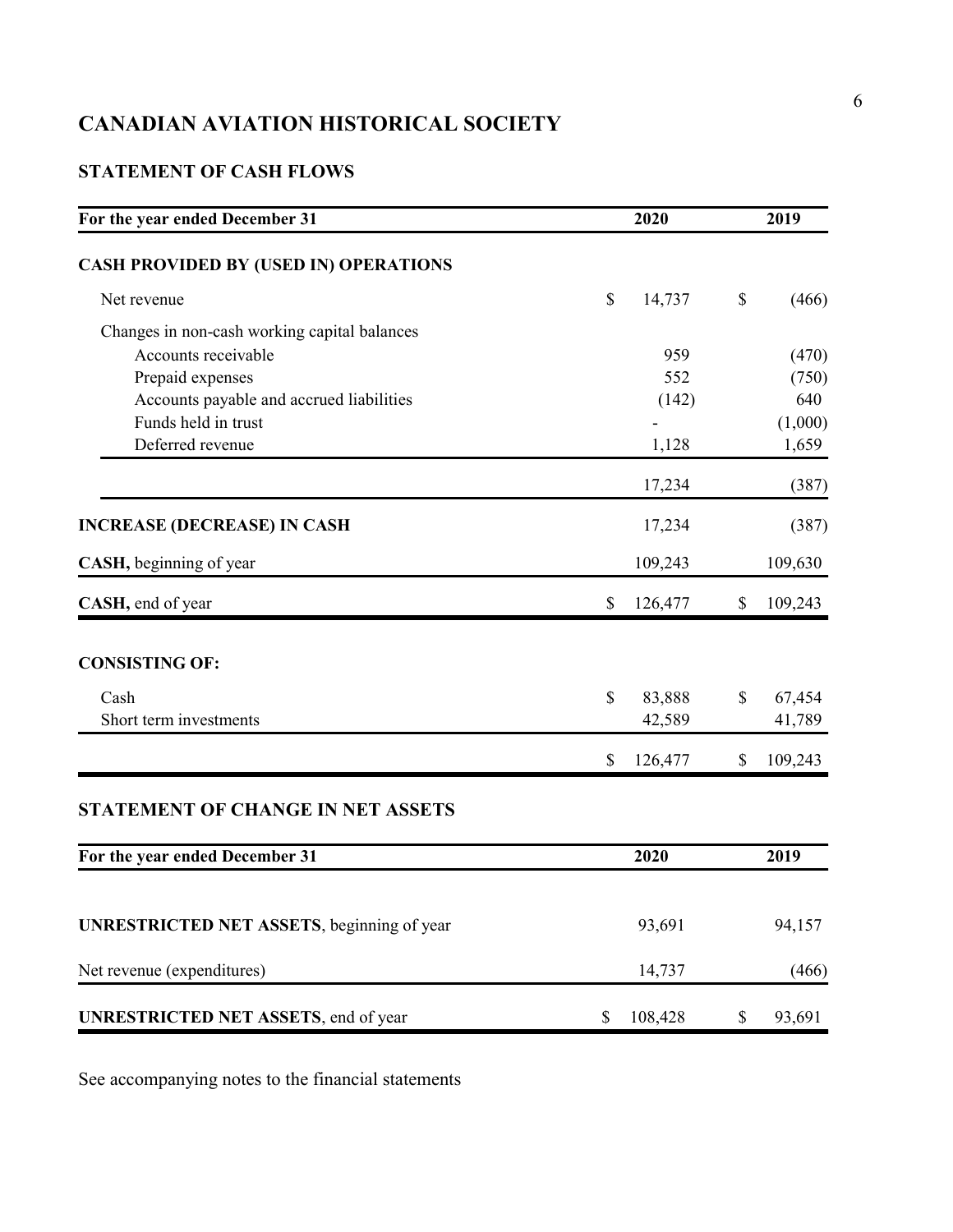# CANADIAN AVIATION HISTORICAL SOCIETY

## STATEMENT OF CASH FLOWS

| For the year ended December 31 | 2020 | 2019 |
|---|---|---|
| **CASH PROVIDED BY (USED IN) OPERATIONS** | | |
| Net revenue | $ 14,737 | $ (466) |
| Changes in non-cash working capital balances | | |
| Accounts receivable | 959 | (470) |
| Prepaid expenses | 552 | (750) |
| Accounts payable and accrued liabilities | (142) | 640 |
| Funds held in trust | - | (1,000) |
| Deferred revenue | 1,128 | 1,659 |
| | 17,234 | (387) |
| **INCREASE (DECREASE) IN CASH** | 17,234 | (387) |
| **CASH,** beginning of year | 109,243 | 109,630 |
| **CASH,** end of year | $ 126,477 | $ 109,243 |
| **CONSISTING OF:** | | |
| Cash | $ 83,888 | $ 67,454 |
| Short term investments | 42,589 | 41,789 |
| | $ 126,477 | $ 109,243 |

## STATEMENT OF CHANGE IN NET ASSETS

| For the year ended December 31 | 2020 | 2019 |
|---|---|---|
| **UNRESTRICTED NET ASSETS**, beginning of year | 93,691 | 94,157 |
| Net revenue (expenditures) | 14,737 | (466) |
| **UNRESTRICTED NET ASSETS**, end of year | $ 108,428 | $ 93,691 |

See accompanying notes to the financial statements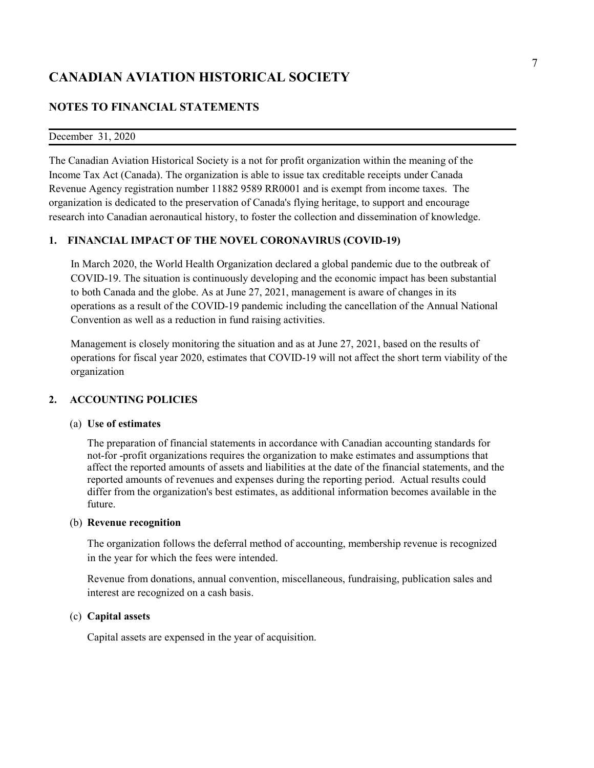# CANADIAN AVIATION HISTORICAL SOCIETY

## NOTES TO FINANCIAL STATEMENTS

December 31, 2020

The Canadian Aviation Historical Society is a not for profit organization within the meaning of the Income Tax Act (Canada). The organization is able to issue tax creditable receipts under Canada Revenue Agency registration number 11882 9589 RR0001 and is exempt from income taxes. The organization is dedicated to the preservation of Canada's flying heritage, to support and encourage research into Canadian aeronautical history, to foster the collection and dissemination of knowledge.

### 1. FINANCIAL IMPACT OF THE NOVEL CORONAVIRUS (COVID-19)

In March 2020, the World Health Organization declared a global pandemic due to the outbreak of COVID-19. The situation is continuously developing and the economic impact has been substantial to both Canada and the globe. As at June 27, 2021, management is aware of changes in its operations as a result of the COVID-19 pandemic including the cancellation of the Annual National Convention as well as a reduction in fund raising activities.

Management is closely monitoring the situation and as at June 27, 2021, based on the results of operations for fiscal year 2020, estimates that COVID-19 will not affect the short term viability of the organization

### 2. ACCOUNTING POLICIES

(a) **Use of estimates**

The preparation of financial statements in accordance with Canadian accounting standards for not-for -profit organizations requires the organization to make estimates and assumptions that affect the reported amounts of assets and liabilities at the date of the financial statements, and the reported amounts of revenues and expenses during the reporting period. Actual results could differ from the organization's best estimates, as additional information becomes available in the future.

(b) **Revenue recognition**

The organization follows the deferral method of accounting, membership revenue is recognized in the year for which the fees were intended.

Revenue from donations, annual convention, miscellaneous, fundraising, publication sales and interest are recognized on a cash basis.

(c) **Capital assets**

Capital assets are expensed in the year of acquisition.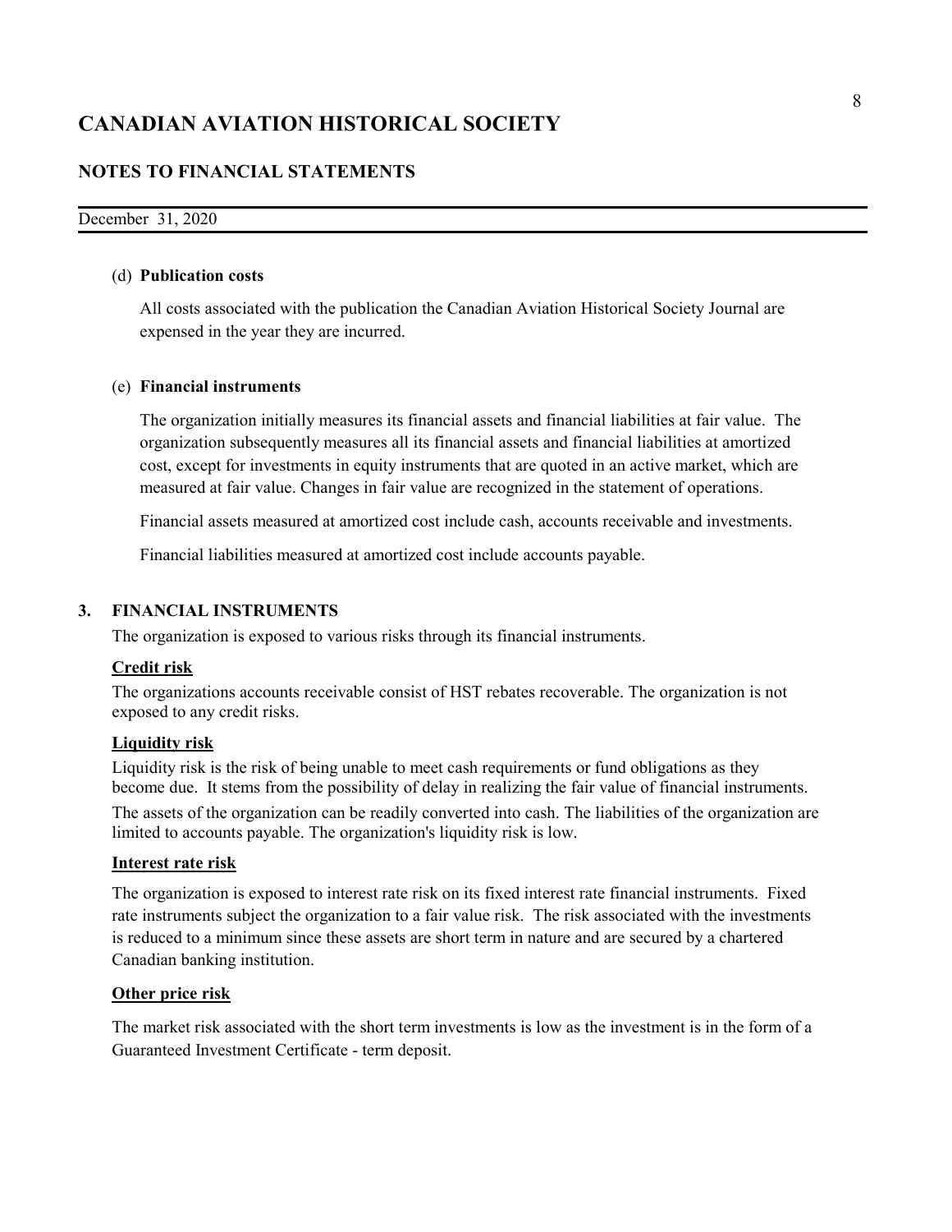# CANADIAN AVIATION HISTORICAL SOCIETY

## NOTES TO FINANCIAL STATEMENTS

December 31, 2020

(d) **Publication costs**

All costs associated with the publication the Canadian Aviation Historical Society Journal are expensed in the year they are incurred.

(e) **Financial instruments**

The organization initially measures its financial assets and financial liabilities at fair value. The organization subsequently measures all its financial assets and financial liabilities at amortized cost, except for investments in equity instruments that are quoted in an active market, which are measured at fair value. Changes in fair value are recognized in the statement of operations.

Financial assets measured at amortized cost include cash, accounts receivable and investments.

Financial liabilities measured at amortized cost include accounts payable.

### 3. FINANCIAL INSTRUMENTS

The organization is exposed to various risks through its financial instruments.

**Credit risk**

The organizations accounts receivable consist of HST rebates recoverable. The organization is not exposed to any credit risks.

**Liquidity risk**

Liquidity risk is the risk of being unable to meet cash requirements or fund obligations as they become due. It stems from the possibility of delay in realizing the fair value of financial instruments.

The assets of the organization can be readily converted into cash. The liabilities of the organization are limited to accounts payable. The organization's liquidity risk is low.

**Interest rate risk**

The organization is exposed to interest rate risk on its fixed interest rate financial instruments. Fixed rate instruments subject the organization to a fair value risk. The risk associated with the investments is reduced to a minimum since these assets are short term in nature and are secured by a chartered Canadian banking institution.

**Other price risk**

The market risk associated with the short term investments is low as the investment is in the form of a Guaranteed Investment Certificate - term deposit.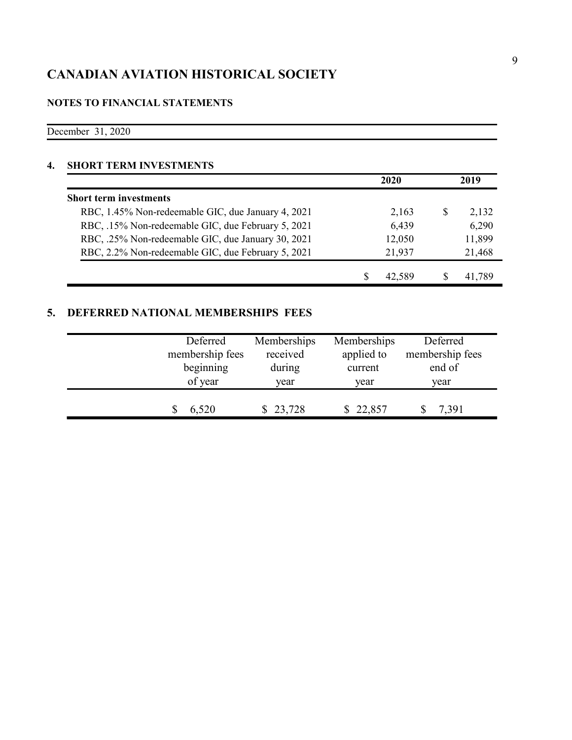# CANADIAN AVIATION HISTORICAL SOCIETY

## NOTES TO FINANCIAL STATEMENTS

December 31, 2020

### 4. SHORT TERM INVESTMENTS

| | 2020 | 2019 |
|---|---|---|
| **Short term investments** | | |
| RBC, 1.45% Non-redeemable GIC, due January 4, 2021 | 2,163 | $ 2,132 |
| RBC, .15% Non-redeemable GIC, due February 5, 2021 | 6,439 | 6,290 |
| RBC, .25% Non-redeemable GIC, due January 30, 2021 | 12,050 | 11,899 |
| RBC, 2.2% Non-redeemable GIC, due February 5, 2021 | 21,937 | 21,468 |
| | $ 42,589 | $ 41,789 |

### 5. DEFERRED NATIONAL MEMBERSHIPS FEES

| | Deferred membership fees beginning of year | Memberships received during year | Memberships applied to current year | Deferred membership fees end of year |
|---|---|---|---|---|
| | $ 6,520 | $ 23,728 | $ 22,857 | $ 7,391 |